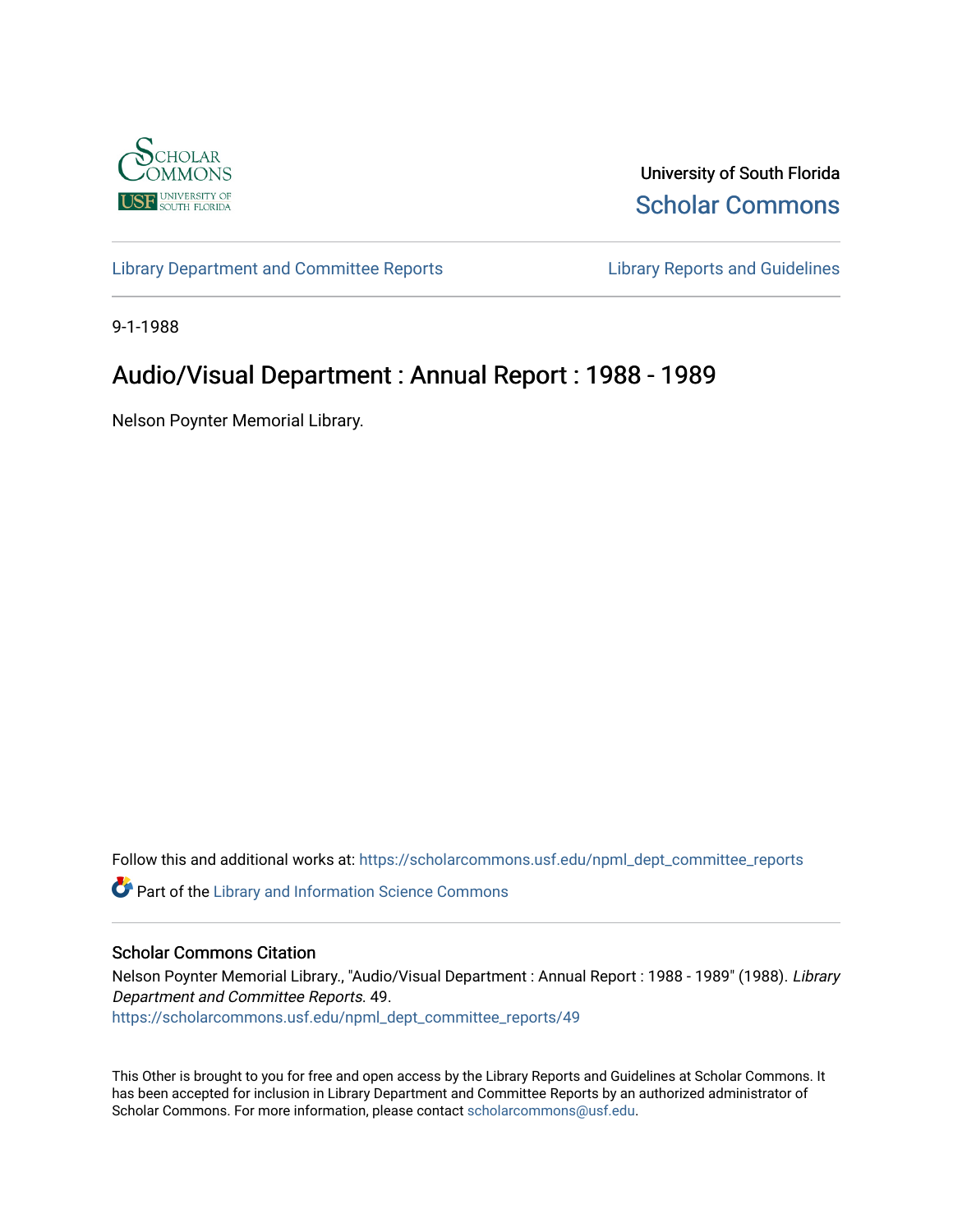University of South Florida

Scholar Commons

Library Department and Committee Reports

Library Reports and Guidelines

9-1-1988

# Audio/Visual Department : Annual Report : 1988 - 1989

Nelson Poynter Memorial Library.

Follow this and additional works at: https://scholarcommons.usf.edu/npml_dept_committee_reports

Part of the Library and Information Science Commons

## Scholar Commons Citation

Nelson Poynter Memorial Library., "Audio/Visual Department : Annual Report : 1988 - 1989" (1988). *Library Department and Committee Reports*. 49.
https://scholarcommons.usf.edu/npml_dept_committee_reports/49

This Other is brought to you for free and open access by the Library Reports and Guidelines at Scholar Commons. It has been accepted for inclusion in Library Department and Committee Reports by an authorized administrator of Scholar Commons. For more information, please contact scholarcommons@usf.edu.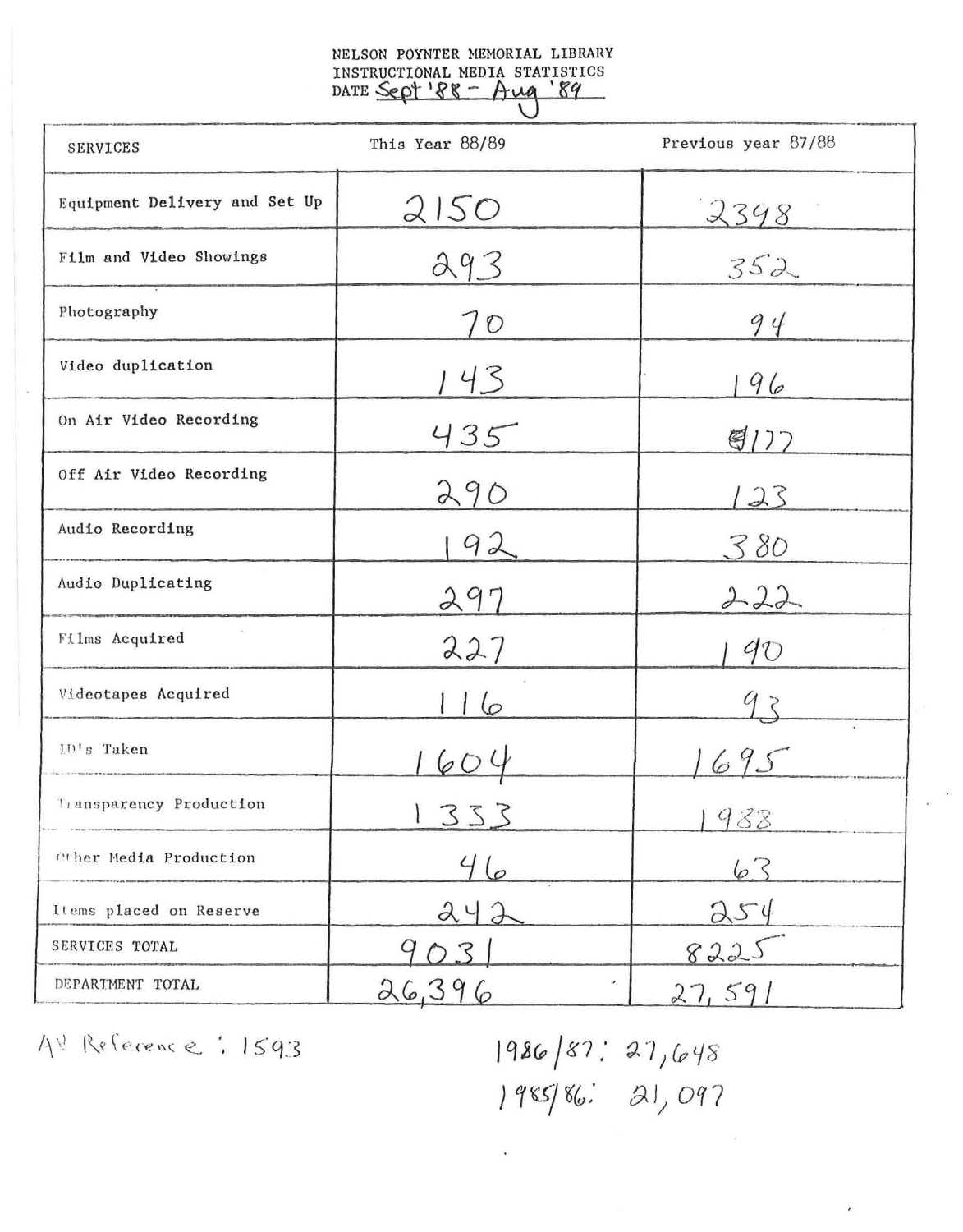NELSON POYNTER MEMORIAL LIBRARY
INSTRUCTIONAL MEDIA STATISTICS
DATE Sept '88 - Aug '89

| SERVICES | This Year 88/89 | Previous year 87/88 |
|---|---|---|
| Equipment Delivery and Set Up | 2150 | 2398 |
| Film and Video Showings | 293 | 352 |
| Photography | 70 | 94 |
| Video duplication | 143 | 196 |
| On Air Video Recording | 435 | 177 |
| Off Air Video Recording | 290 | 123 |
| Audio Recording | 192 | 380 |
| Audio Duplicating | 297 | 222 |
| Films Acquired | 227 | 190 |
| Videotapes Acquired | 116 | 93 |
| ID's Taken | 1604 | 1695 |
| Transparency Production | 1333 | 1988 |
| Other Media Production | 46 | 63 |
| Items placed on Reserve | 242 | 254 |
| SERVICES TOTAL | 9031 | 8225 |
| DEPARTMENT TOTAL | 26,396 | 27,591 |

AV Reference: 1593

1986/87: 27,648
1985/86: 21,097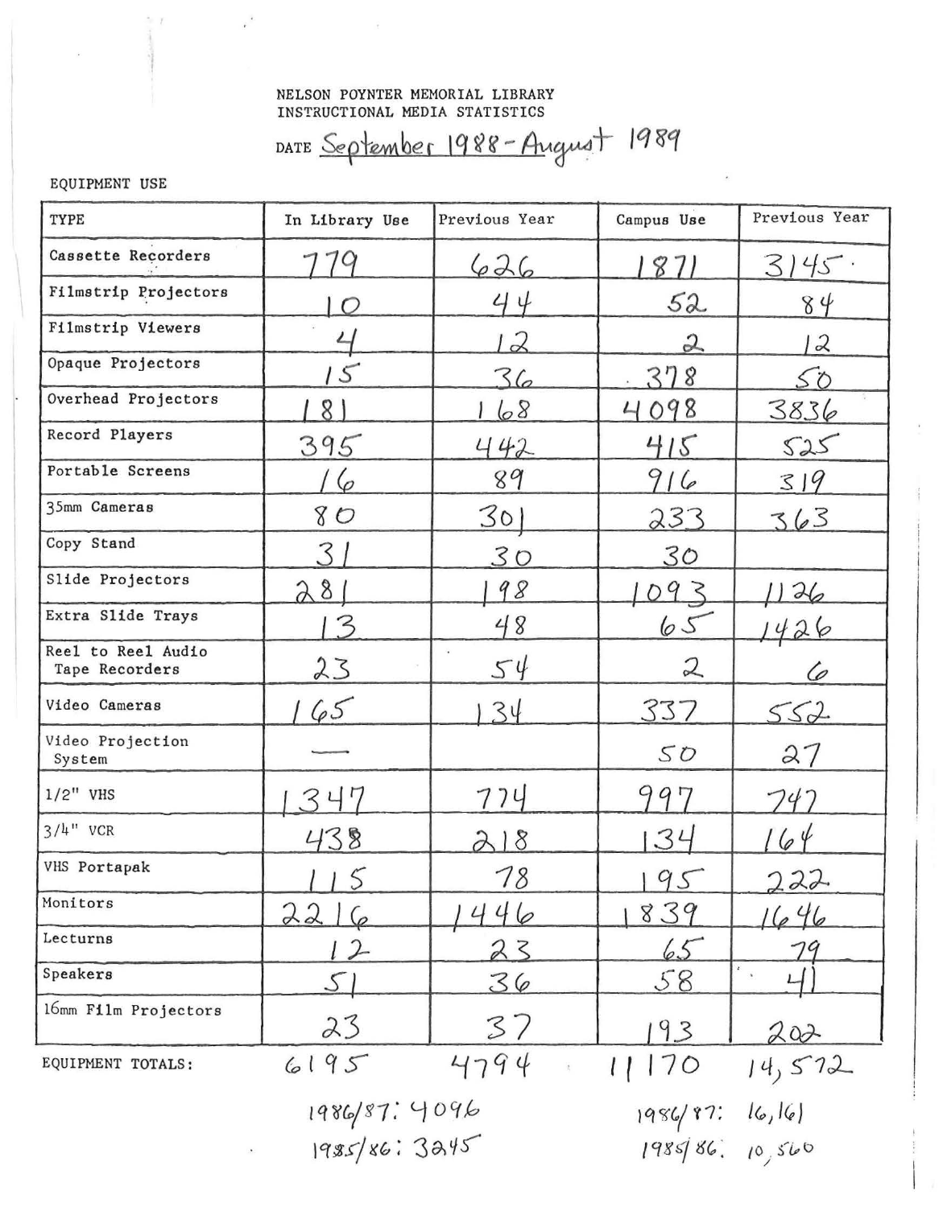NELSON POYNTER MEMORIAL LIBRARY
INSTRUCTIONAL MEDIA STATISTICS

DATE September 1988 - August 1989

EQUIPMENT USE

| TYPE | In Library Use | Previous Year | Campus Use | Previous Year |
|---|---|---|---|---|
| Cassette Recorders | 779 | 626 | 1871 | 3145 |
| Filmstrip Projectors | 10 | 44 | 52 | 84 |
| Filmstrip Viewers | 4 | 12 | 2 | 12 |
| Opaque Projectors | 15 | 36 | 378 | 50 |
| Overhead Projectors | 181 | 168 | 4098 | 3836 |
| Record Players | 395 | 442 | 415 | 525 |
| Portable Screens | 16 | 89 | 916 | 319 |
| 35mm Cameras | 80 | 301 | 233 | 363 |
| Copy Stand | 31 | 30 | 30 | |
| Slide Projectors | 281 | 198 | 1093 | 1126 |
| Extra Slide Trays | 13 | 48 | 65 | 1426 |
| Reel to Reel Audio Tape Recorders | 23 | 54 | 2 | 6 |
| Video Cameras | 165 | 134 | 337 | 552 |
| Video Projection System | — | | 50 | 27 |
| 1/2" VHS | 1347 | 774 | 997 | 747 |
| 3/4" VCR | 438 | 218 | 134 | 164 |
| VHS Portapak | 115 | 78 | 195 | 222 |
| Monitors | 2216 | 1446 | 1839 | 1646 |
| Lecturns | 12 | 23 | 65 | 79 |
| Speakers | 51 | 36 | 58 | 41 |
| 16mm Film Projectors | 23 | 37 | 193 | 202 |
| EQUIPMENT TOTALS: | 6195 | 4794 | 11170 | 14,572 |

1986/87: 4096
1985/86: 3245

1986/87: 16,161
1985/86: 10,560